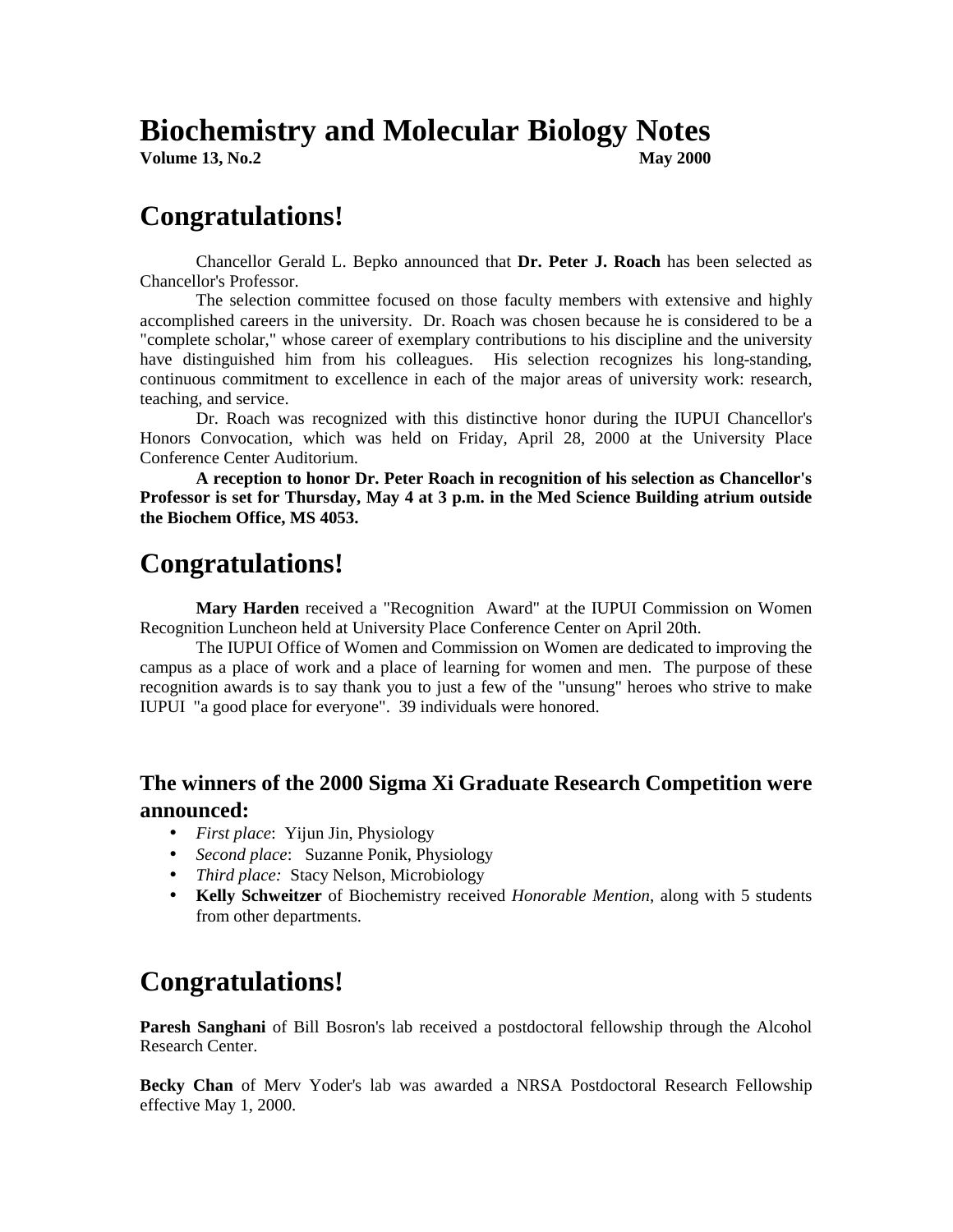# Biochemistry and Molecular Biology Notes

**Volume 13, No.2** **May 2000**

## Congratulations!

Chancellor Gerald L. Bepko announced that **Dr. Peter J. Roach** has been selected as Chancellor's Professor.

The selection committee focused on those faculty members with extensive and highly accomplished careers in the university. Dr. Roach was chosen because he is considered to be a "complete scholar," whose career of exemplary contributions to his discipline and the university have distinguished him from his colleagues. His selection recognizes his long-standing, continuous commitment to excellence in each of the major areas of university work: research, teaching, and service.

Dr. Roach was recognized with this distinctive honor during the IUPUI Chancellor's Honors Convocation, which was held on Friday, April 28, 2000 at the University Place Conference Center Auditorium.

**A reception to honor Dr. Peter Roach in recognition of his selection as Chancellor's Professor is set for Thursday, May 4 at 3 p.m. in the Med Science Building atrium outside the Biochem Office, MS 4053.**

## Congratulations!

**Mary Harden** received a "Recognition Award" at the IUPUI Commission on Women Recognition Luncheon held at University Place Conference Center on April 20th.

The IUPUI Office of Women and Commission on Women are dedicated to improving the campus as a place of work and a place of learning for women and men. The purpose of these recognition awards is to say thank you to just a few of the "unsung" heroes who strive to make IUPUI "a good place for everyone". 39 individuals were honored.

### The winners of the 2000 Sigma Xi Graduate Research Competition were announced:

- *First place*: Yijun Jin, Physiology
- *Second place*: Suzanne Ponik, Physiology
- *Third place:* Stacy Nelson, Microbiology
- **Kelly Schweitzer** of Biochemistry received *Honorable Mention*, along with 5 students from other departments.

## Congratulations!

**Paresh Sanghani** of Bill Bosron's lab received a postdoctoral fellowship through the Alcohol Research Center.

**Becky Chan** of Merv Yoder's lab was awarded a NRSA Postdoctoral Research Fellowship effective May 1, 2000.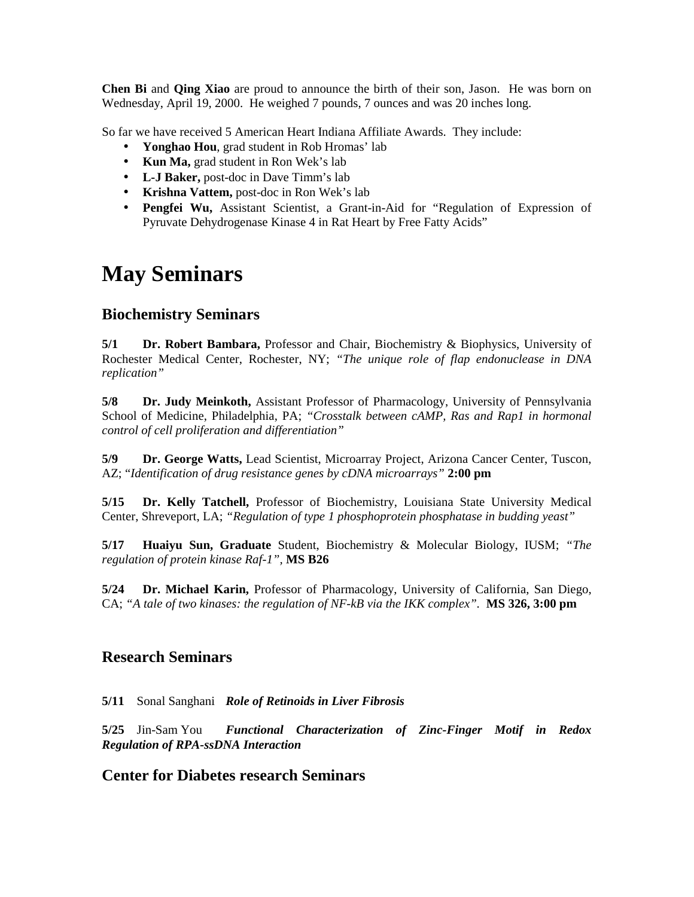**Chen Bi** and **Qing Xiao** are proud to announce the birth of their son, Jason. He was born on Wednesday, April 19, 2000. He weighed 7 pounds, 7 ounces and was 20 inches long.

So far we have received 5 American Heart Indiana Affiliate Awards. They include:

- **Yonghao Hou**, grad student in Rob Hromas' lab
- **Kun Ma,** grad student in Ron Wek's lab
- **L-J Baker,** post-doc in Dave Timm's lab
- **Krishna Vattem,** post-doc in Ron Wek's lab
- **Pengfei Wu,** Assistant Scientist, a Grant-in-Aid for "Regulation of Expression of Pyruvate Dehydrogenase Kinase 4 in Rat Heart by Free Fatty Acids"

# May Seminars

## Biochemistry Seminars

**5/1** **Dr. Robert Bambara,** Professor and Chair, Biochemistry & Biophysics, University of Rochester Medical Center, Rochester, NY; *"The unique role of flap endonuclease in DNA replication"*

**5/8** **Dr. Judy Meinkoth,** Assistant Professor of Pharmacology, University of Pennsylvania School of Medicine, Philadelphia, PA; *"Crosstalk between cAMP, Ras and Rap1 in hormonal control of cell proliferation and differentiation"*

**5/9** **Dr. George Watts,** Lead Scientist, Microarray Project, Arizona Cancer Center, Tuscon, AZ; *"Identification of drug resistance genes by cDNA microarrays"* **2:00 pm**

**5/15** **Dr. Kelly Tatchell,** Professor of Biochemistry, Louisiana State University Medical Center, Shreveport, LA; *"Regulation of type 1 phosphoprotein phosphatase in budding yeast"*

**5/17** **Huaiyu Sun, Graduate** Student, Biochemistry & Molecular Biology, IUSM; *"The regulation of protein kinase Raf-1",* **MS B26**

**5/24** **Dr. Michael Karin,** Professor of Pharmacology, University of California, San Diego, CA; *"A tale of two kinases: the regulation of NF-kB via the IKK complex"*. **MS 326, 3:00 pm**

## Research Seminars

**5/11** Sonal Sanghani ***Role of Retinoids in Liver Fibrosis***

**5/25** Jin-Sam You ***Functional Characterization of Zinc-Finger Motif in Redox Regulation of RPA-ssDNA Interaction***

## Center for Diabetes research Seminars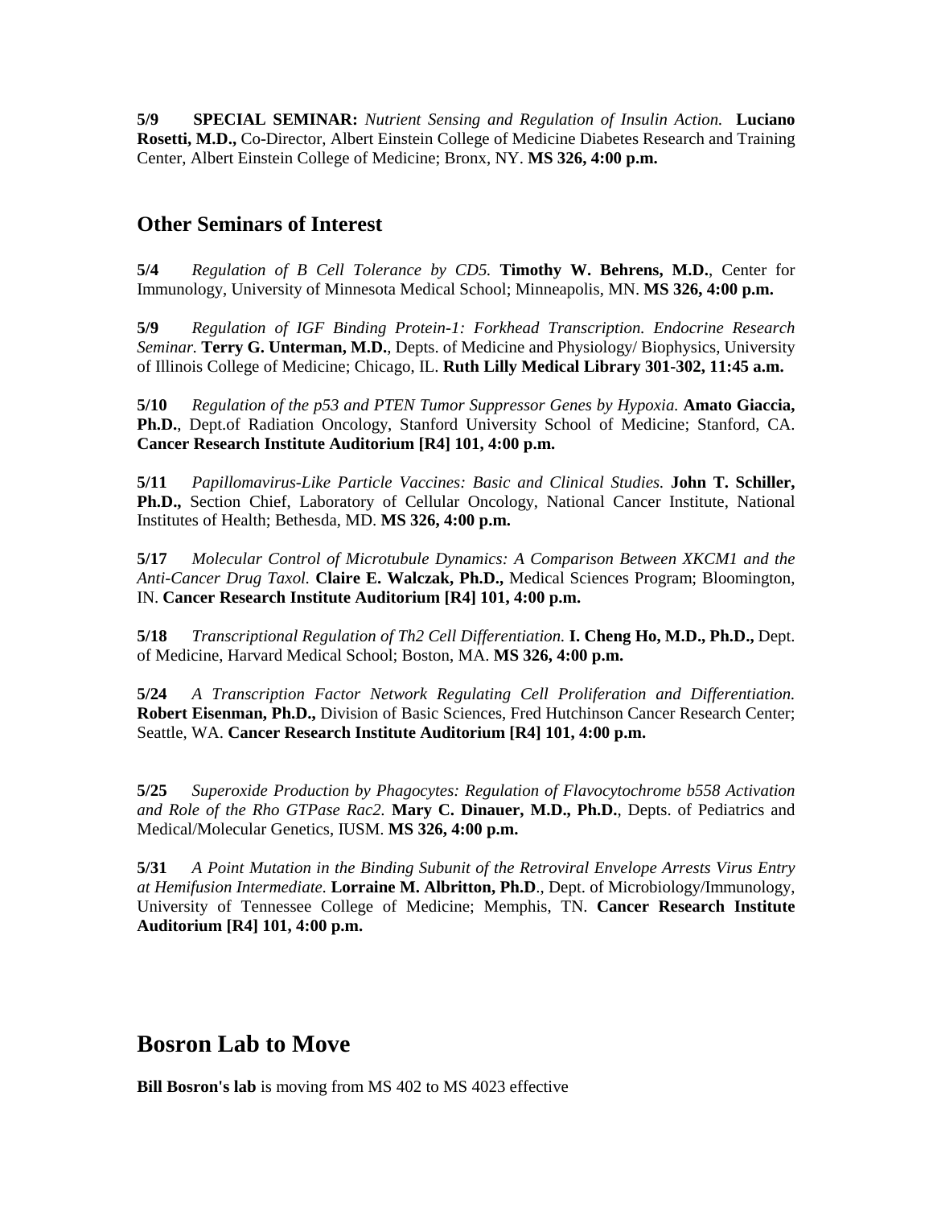**5/9 SPECIAL SEMINAR:** *Nutrient Sensing and Regulation of Insulin Action.* **Luciano Rosetti, M.D.,** Co-Director, Albert Einstein College of Medicine Diabetes Research and Training Center, Albert Einstein College of Medicine; Bronx, NY. **MS 326, 4:00 p.m.**

## Other Seminars of Interest

**5/4** *Regulation of B Cell Tolerance by CD5.* **Timothy W. Behrens, M.D.**, Center for Immunology, University of Minnesota Medical School; Minneapolis, MN. **MS 326, 4:00 p.m.**

**5/9** *Regulation of IGF Binding Protein-1: Forkhead Transcription. Endocrine Research Seminar.* **Terry G. Unterman, M.D.**, Depts. of Medicine and Physiology/ Biophysics, University of Illinois College of Medicine; Chicago, IL. **Ruth Lilly Medical Library 301-302, 11:45 a.m.**

**5/10** *Regulation of the p53 and PTEN Tumor Suppressor Genes by Hypoxia.* **Amato Giaccia, Ph.D.**, Dept.of Radiation Oncology, Stanford University School of Medicine; Stanford, CA. **Cancer Research Institute Auditorium [R4] 101, 4:00 p.m.**

**5/11** *Papillomavirus-Like Particle Vaccines: Basic and Clinical Studies.* **John T. Schiller, Ph.D.,** Section Chief, Laboratory of Cellular Oncology, National Cancer Institute, National Institutes of Health; Bethesda, MD. **MS 326, 4:00 p.m.**

**5/17** *Molecular Control of Microtubule Dynamics: A Comparison Between XKCM1 and the Anti-Cancer Drug Taxol.* **Claire E. Walczak, Ph.D.,** Medical Sciences Program; Bloomington, IN. **Cancer Research Institute Auditorium [R4] 101, 4:00 p.m.**

**5/18** *Transcriptional Regulation of Th2 Cell Differentiation.* **I. Cheng Ho, M.D., Ph.D.,** Dept. of Medicine, Harvard Medical School; Boston, MA. **MS 326, 4:00 p.m.**

**5/24** *A Transcription Factor Network Regulating Cell Proliferation and Differentiation.* **Robert Eisenman, Ph.D.,** Division of Basic Sciences, Fred Hutchinson Cancer Research Center; Seattle, WA. **Cancer Research Institute Auditorium [R4] 101, 4:00 p.m.**

**5/25** *Superoxide Production by Phagocytes: Regulation of Flavocytochrome b558 Activation and Role of the Rho GTPase Rac2.* **Mary C. Dinauer, M.D., Ph.D.**, Depts. of Pediatrics and Medical/Molecular Genetics, IUSM. **MS 326, 4:00 p.m.**

**5/31** *A Point Mutation in the Binding Subunit of the Retroviral Envelope Arrests Virus Entry at Hemifusion Intermediate.* **Lorraine M. Albritton, Ph.D**., Dept. of Microbiology/Immunology, University of Tennessee College of Medicine; Memphis, TN. **Cancer Research Institute Auditorium [R4] 101, 4:00 p.m.**

# Bosron Lab to Move

**Bill Bosron's lab** is moving from MS 402 to MS 4023 effective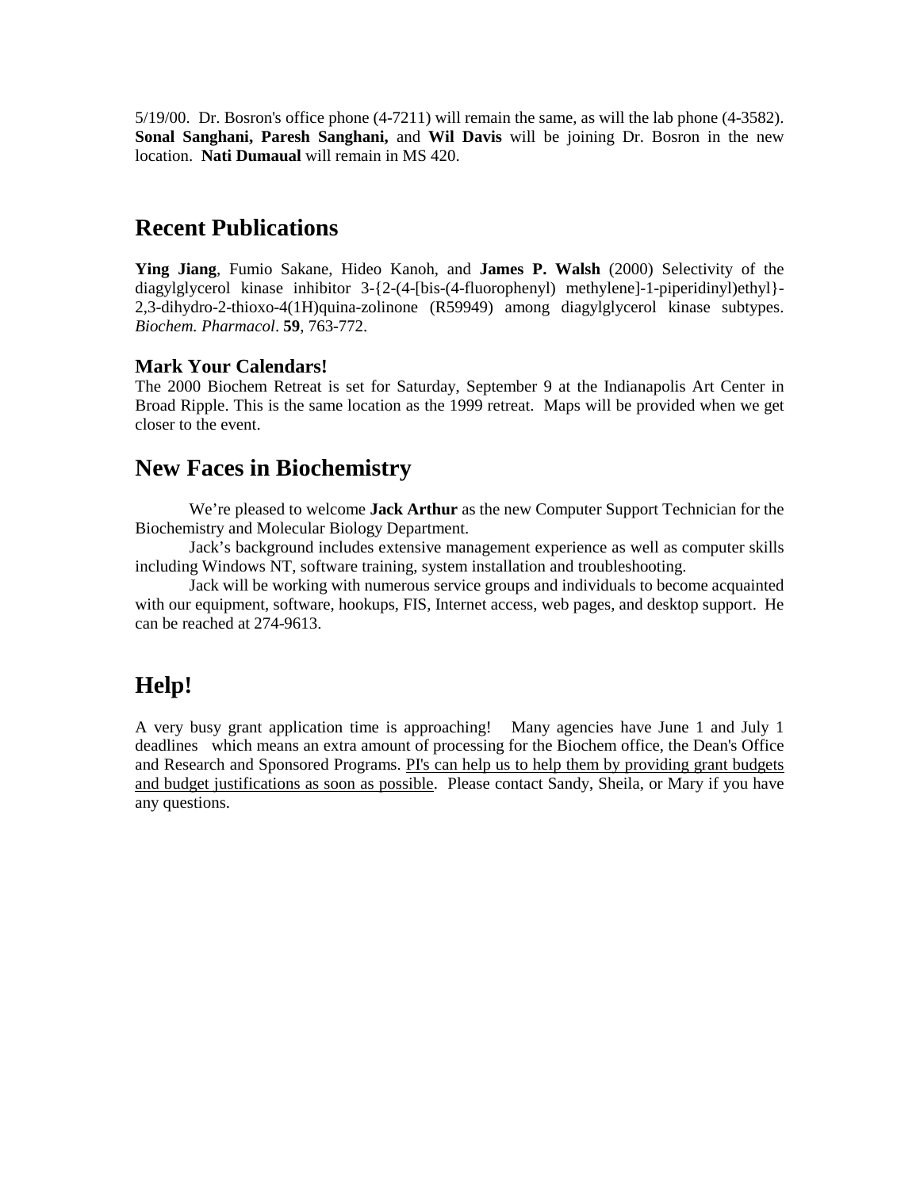5/19/00. Dr. Bosron's office phone (4-7211) will remain the same, as will the lab phone (4-3582). **Sonal Sanghani, Paresh Sanghani,** and **Wil Davis** will be joining Dr. Bosron in the new location. **Nati Dumaual** will remain in MS 420.

## Recent Publications

**Ying Jiang**, Fumio Sakane, Hideo Kanoh, and **James P. Walsh** (2000) Selectivity of the diagylglycerol kinase inhibitor 3-{2-(4-[bis-(4-fluorophenyl) methylene]-1-piperidinyl)ethyl}-2,3-dihydro-2-thioxo-4(1H)quina-zolinone (R59949) among diagylglycerol kinase subtypes. *Biochem. Pharmacol*. **59**, 763-772.

### Mark Your Calendars!

The 2000 Biochem Retreat is set for Saturday, September 9 at the Indianapolis Art Center in Broad Ripple. This is the same location as the 1999 retreat. Maps will be provided when we get closer to the event.

## New Faces in Biochemistry

We're pleased to welcome **Jack Arthur** as the new Computer Support Technician for the Biochemistry and Molecular Biology Department.

Jack's background includes extensive management experience as well as computer skills including Windows NT, software training, system installation and troubleshooting.

Jack will be working with numerous service groups and individuals to become acquainted with our equipment, software, hookups, FIS, Internet access, web pages, and desktop support. He can be reached at 274-9613.

## Help!

A very busy grant application time is approaching! Many agencies have June 1 and July 1 deadlines which means an extra amount of processing for the Biochem office, the Dean's Office and Research and Sponsored Programs. PI's can help us to help them by providing grant budgets and budget justifications as soon as possible. Please contact Sandy, Sheila, or Mary if you have any questions.